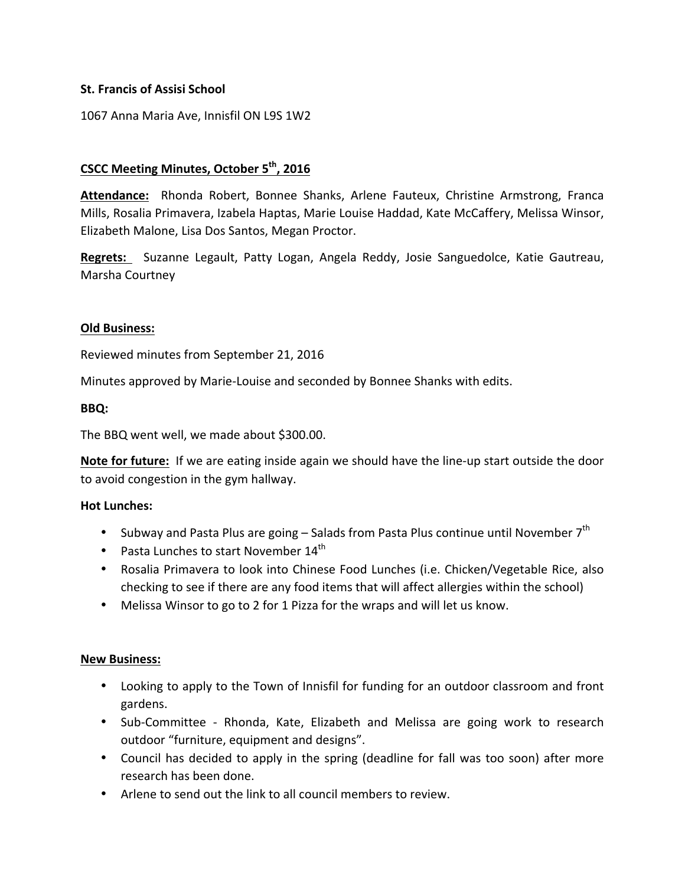**St. Francis of Assisi School**

1067 Anna Maria Ave, Innisfil ON L9S 1W2

## CSCC Meeting Minutes, October 5th, 2016

**Attendance:** Rhonda Robert, Bonnee Shanks, Arlene Fauteux, Christine Armstrong, Franca Mills, Rosalia Primavera, Izabela Haptas, Marie Louise Haddad, Kate McCaffery, Melissa Winsor, Elizabeth Malone, Lisa Dos Santos, Megan Proctor.

**Regrets:** Suzanne Legault, Patty Logan, Angela Reddy, Josie Sanguedolce, Katie Gautreau, Marsha Courtney

### Old Business:

Reviewed minutes from September 21, 2016

Minutes approved by Marie-Louise and seconded by Bonnee Shanks with edits.

**BBQ:**

The BBQ went well, we made about $300.00.

**Note for future:** If we are eating inside again we should have the line-up start outside the door to avoid congestion in the gym hallway.

**Hot Lunches:**

- Subway and Pasta Plus are going – Salads from Pasta Plus continue until November 7th
- Pasta Lunches to start November 14th
- Rosalia Primavera to look into Chinese Food Lunches (i.e. Chicken/Vegetable Rice, also checking to see if there are any food items that will affect allergies within the school)
- Melissa Winsor to go to 2 for 1 Pizza for the wraps and will let us know.

### New Business:

- Looking to apply to the Town of Innisfil for funding for an outdoor classroom and front gardens.
- Sub-Committee - Rhonda, Kate, Elizabeth and Melissa are going work to research outdoor "furniture, equipment and designs".
- Council has decided to apply in the spring (deadline for fall was too soon) after more research has been done.
- Arlene to send out the link to all council members to review.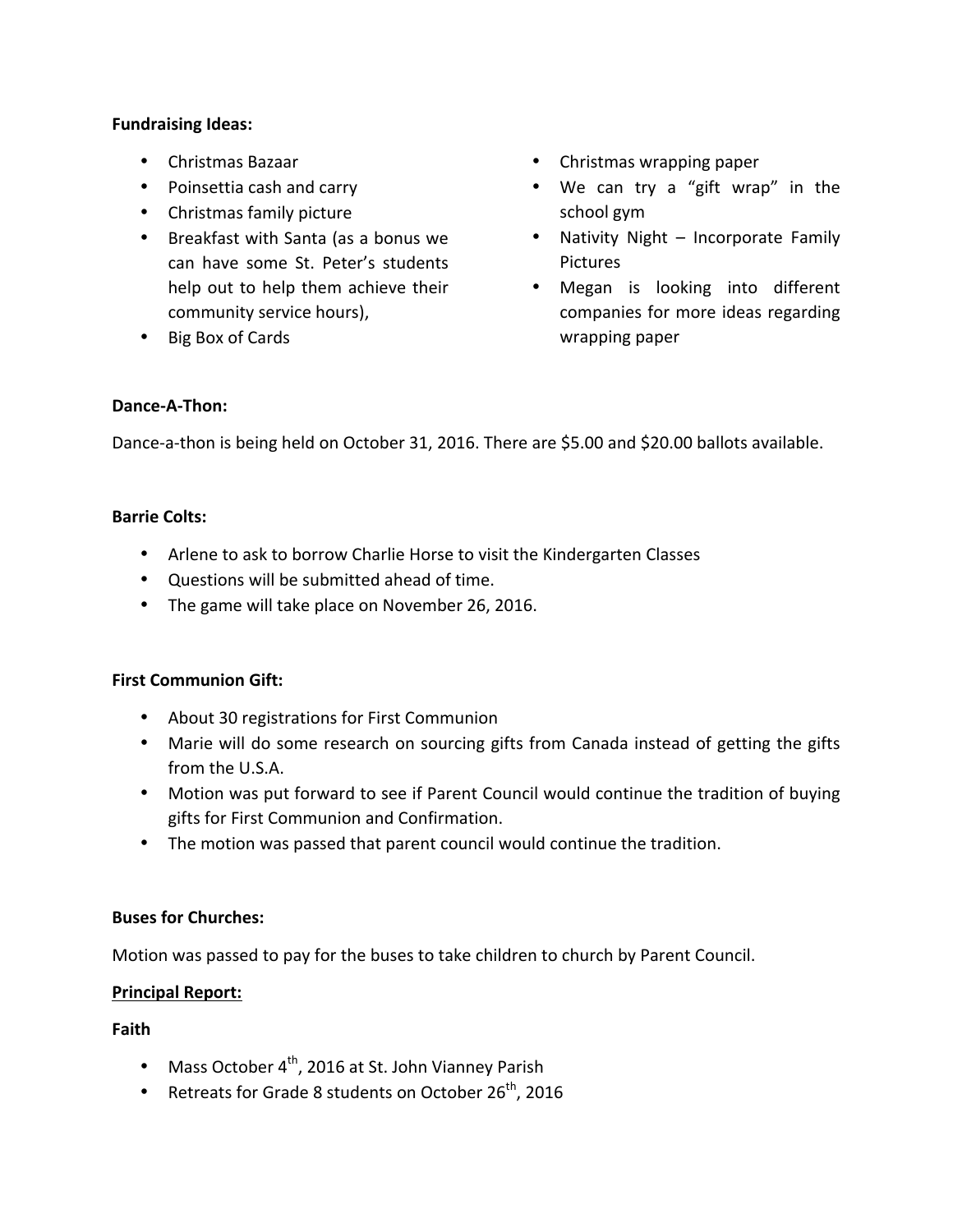**Fundraising Ideas:**

- Christmas Bazaar
- Poinsettia cash and carry
- Christmas family picture
- Breakfast with Santa (as a bonus we can have some St. Peter's students help out to help them achieve their community service hours),
- Big Box of Cards
- Christmas wrapping paper
- We can try a "gift wrap" in the school gym
- Nativity Night – Incorporate Family Pictures
- Megan is looking into different companies for more ideas regarding wrapping paper

**Dance-A-Thon:**

Dance-a-thon is being held on October 31, 2016. There are $5.00 and $20.00 ballots available.

**Barrie Colts:**

- Arlene to ask to borrow Charlie Horse to visit the Kindergarten Classes
- Questions will be submitted ahead of time.
- The game will take place on November 26, 2016.

**First Communion Gift:**

- About 30 registrations for First Communion
- Marie will do some research on sourcing gifts from Canada instead of getting the gifts from the U.S.A.
- Motion was put forward to see if Parent Council would continue the tradition of buying gifts for First Communion and Confirmation.
- The motion was passed that parent council would continue the tradition.

**Buses for Churches:**

Motion was passed to pay for the buses to take children to church by Parent Council.

**Principal Report:**

**Faith**

- Mass October 4th, 2016 at St. John Vianney Parish
- Retreats for Grade 8 students on October 26th, 2016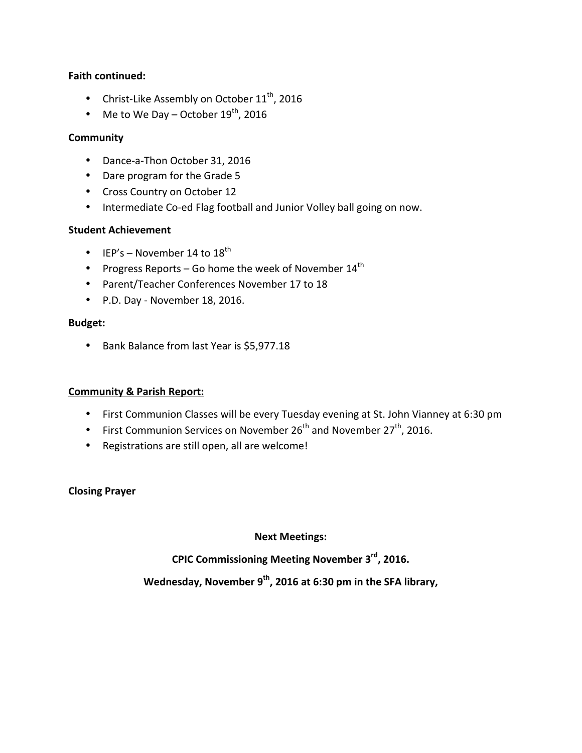**Faith continued:**

- Christ-Like Assembly on October 11th, 2016
- Me to We Day – October 19th, 2016

**Community**

- Dance-a-Thon October 31, 2016
- Dare program for the Grade 5
- Cross Country on October 12
- Intermediate Co-ed Flag football and Junior Volley ball going on now.

**Student Achievement**

- IEP's – November 14 to 18th
- Progress Reports – Go home the week of November 14th
- Parent/Teacher Conferences November 17 to 18
- P.D. Day - November 18, 2016.

**Budget:**

- Bank Balance from last Year is $5,977.18

**Community & Parish Report:**

- First Communion Classes will be every Tuesday evening at St. John Vianney at 6:30 pm
- First Communion Services on November 26th and November 27th, 2016.
- Registrations are still open, all are welcome!

**Closing Prayer**

**Next Meetings:**

**CPIC Commissioning Meeting November 3rd, 2016.**

**Wednesday, November 9th, 2016 at 6:30 pm in the SFA library,**